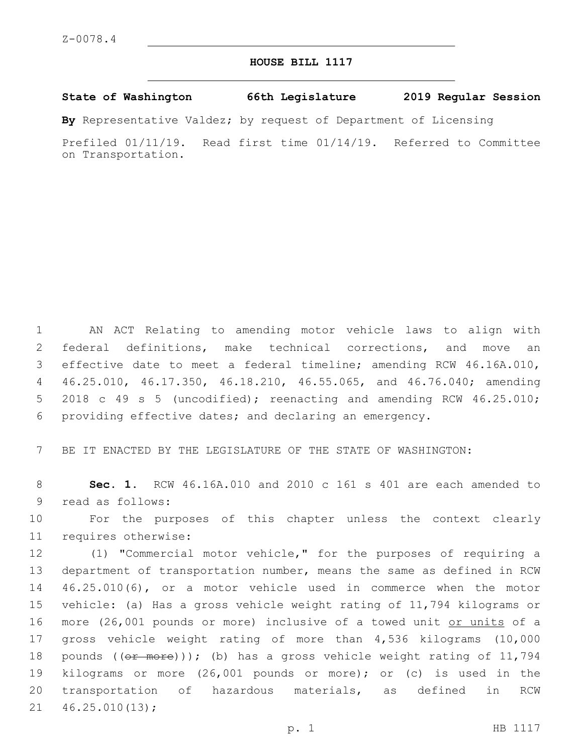Z-0078.4

# HOUSE BILL 1117

**State of Washington 66th Legislature 2019 Regular Session**

**By** Representative Valdez; by request of Department of Licensing

Prefiled 01/11/19. Read first time 01/14/19. Referred to Committee on Transportation.

AN ACT Relating to amending motor vehicle laws to align with federal definitions, make technical corrections, and move an effective date to meet a federal timeline; amending RCW 46.16A.010, 46.25.010, 46.17.350, 46.18.210, 46.55.065, and 46.76.040; amending 2018 c 49 s 5 (uncodified); reenacting and amending RCW 46.25.010; providing effective dates; and declaring an emergency.

BE IT ENACTED BY THE LEGISLATURE OF THE STATE OF WASHINGTON:

**Sec. 1.** RCW 46.16A.010 and 2010 c 161 s 401 are each amended to read as follows:

For the purposes of this chapter unless the context clearly requires otherwise:

(1) "Commercial motor vehicle," for the purposes of requiring a department of transportation number, means the same as defined in RCW 46.25.010(6), or a motor vehicle used in commerce when the motor vehicle: (a) Has a gross vehicle weight rating of 11,794 kilograms or more (26,001 pounds or more) inclusive of a towed unit <u>or units</u> of a gross vehicle weight rating of more than 4,536 kilograms (10,000 pounds ((~~or more~~))); (b) has a gross vehicle weight rating of 11,794 kilograms or more (26,001 pounds or more); or (c) is used in the transportation of hazardous materials, as defined in RCW 46.25.010(13);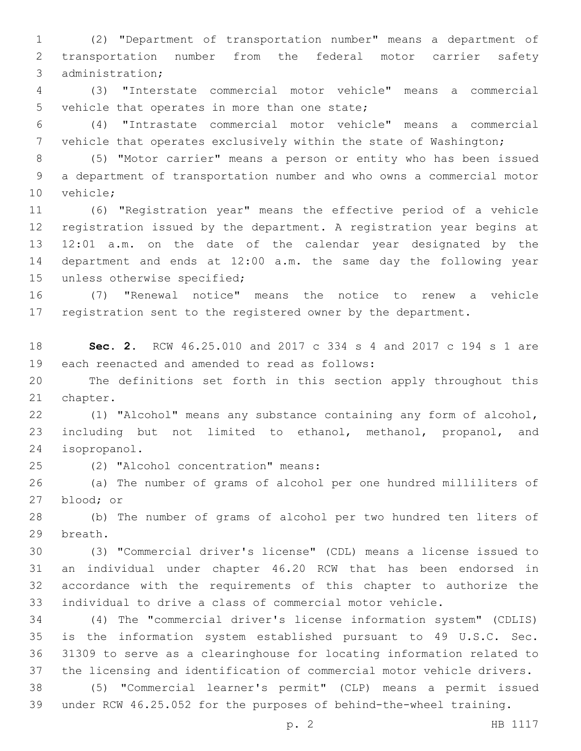(2) "Department of transportation number" means a department of transportation number from the federal motor carrier safety administration;

(3) "Interstate commercial motor vehicle" means a commercial vehicle that operates in more than one state;

(4) "Intrastate commercial motor vehicle" means a commercial vehicle that operates exclusively within the state of Washington;

(5) "Motor carrier" means a person or entity who has been issued a department of transportation number and who owns a commercial motor vehicle;

(6) "Registration year" means the effective period of a vehicle registration issued by the department. A registration year begins at 12:01 a.m. on the date of the calendar year designated by the department and ends at 12:00 a.m. the same day the following year unless otherwise specified;

(7) "Renewal notice" means the notice to renew a vehicle registration sent to the registered owner by the department.

**Sec. 2.** RCW 46.25.010 and 2017 c 334 s 4 and 2017 c 194 s 1 are each reenacted and amended to read as follows:

The definitions set forth in this section apply throughout this chapter.

(1) "Alcohol" means any substance containing any form of alcohol, including but not limited to ethanol, methanol, propanol, and isopropanol.

(2) "Alcohol concentration" means:

(a) The number of grams of alcohol per one hundred milliliters of blood; or

(b) The number of grams of alcohol per two hundred ten liters of breath.

(3) "Commercial driver's license" (CDL) means a license issued to an individual under chapter 46.20 RCW that has been endorsed in accordance with the requirements of this chapter to authorize the individual to drive a class of commercial motor vehicle.

(4) The "commercial driver's license information system" (CDLIS) is the information system established pursuant to 49 U.S.C. Sec. 31309 to serve as a clearinghouse for locating information related to the licensing and identification of commercial motor vehicle drivers.

(5) "Commercial learner's permit" (CLP) means a permit issued under RCW 46.25.052 for the purposes of behind-the-wheel training.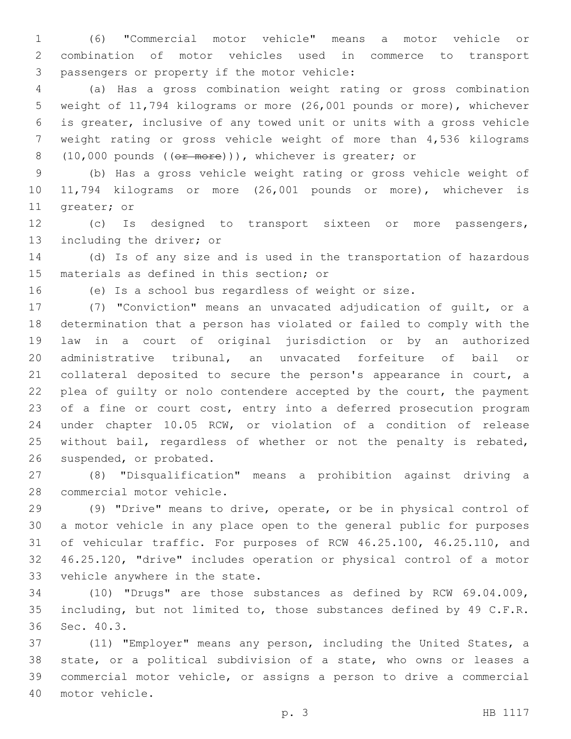(6) "Commercial motor vehicle" means a motor vehicle or combination of motor vehicles used in commerce to transport passengers or property if the motor vehicle:

(a) Has a gross combination weight rating or gross combination weight of 11,794 kilograms or more (26,001 pounds or more), whichever is greater, inclusive of any towed unit or units with a gross vehicle weight rating or gross vehicle weight of more than 4,536 kilograms (10,000 pounds ((~~or more~~))), whichever is greater; or

(b) Has a gross vehicle weight rating or gross vehicle weight of 11,794 kilograms or more (26,001 pounds or more), whichever is greater; or

(c) Is designed to transport sixteen or more passengers, including the driver; or

(d) Is of any size and is used in the transportation of hazardous materials as defined in this section; or

(e) Is a school bus regardless of weight or size.

(7) "Conviction" means an unvacated adjudication of guilt, or a determination that a person has violated or failed to comply with the law in a court of original jurisdiction or by an authorized administrative tribunal, an unvacated forfeiture of bail or collateral deposited to secure the person's appearance in court, a plea of guilty or nolo contendere accepted by the court, the payment of a fine or court cost, entry into a deferred prosecution program under chapter 10.05 RCW, or violation of a condition of release without bail, regardless of whether or not the penalty is rebated, suspended, or probated.

(8) "Disqualification" means a prohibition against driving a commercial motor vehicle.

(9) "Drive" means to drive, operate, or be in physical control of a motor vehicle in any place open to the general public for purposes of vehicular traffic. For purposes of RCW 46.25.100, 46.25.110, and 46.25.120, "drive" includes operation or physical control of a motor vehicle anywhere in the state.

(10) "Drugs" are those substances as defined by RCW 69.04.009, including, but not limited to, those substances defined by 49 C.F.R. Sec. 40.3.

(11) "Employer" means any person, including the United States, a state, or a political subdivision of a state, who owns or leases a commercial motor vehicle, or assigns a person to drive a commercial motor vehicle.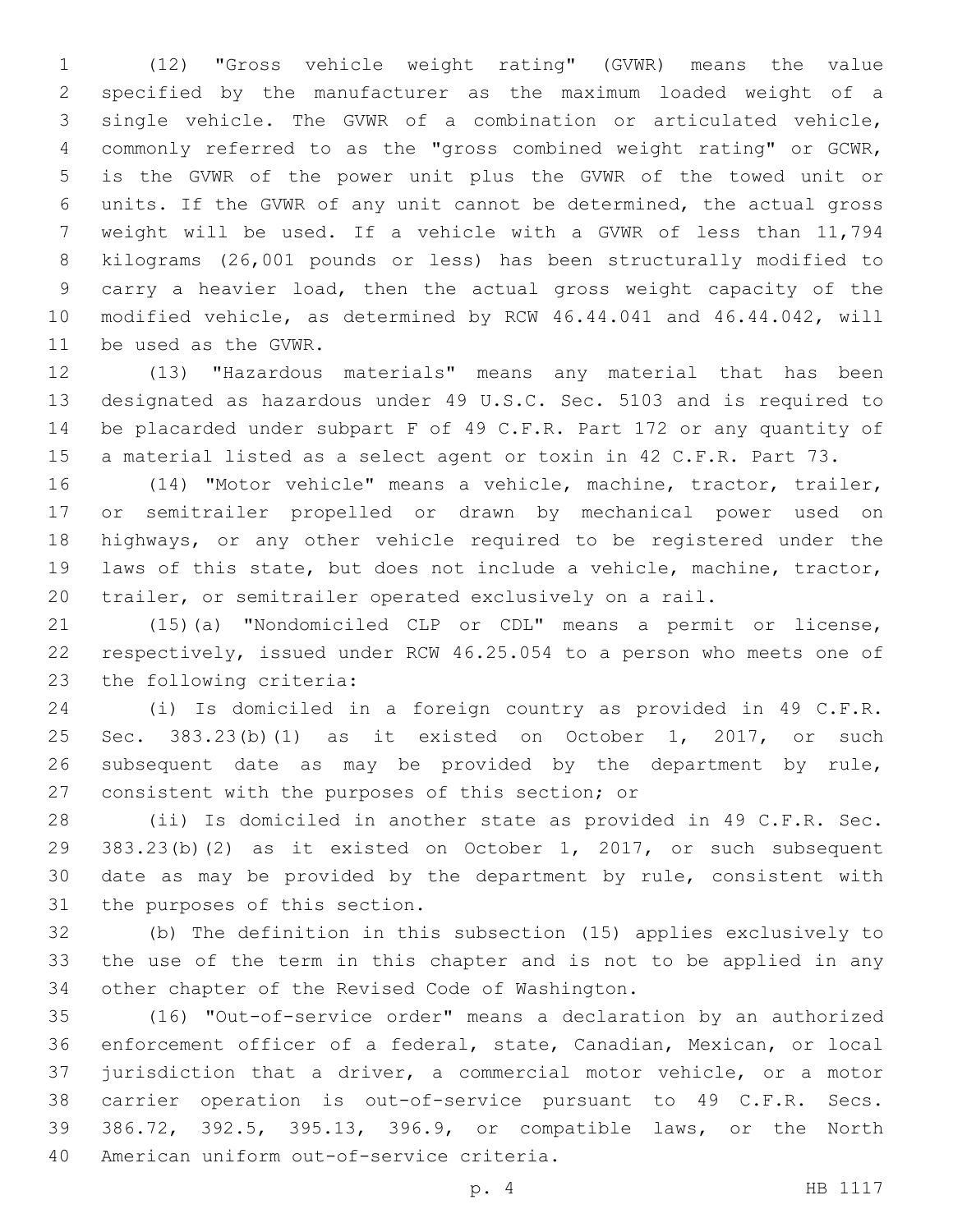(12) "Gross vehicle weight rating" (GVWR) means the value specified by the manufacturer as the maximum loaded weight of a single vehicle. The GVWR of a combination or articulated vehicle, commonly referred to as the "gross combined weight rating" or GCWR, is the GVWR of the power unit plus the GVWR of the towed unit or units. If the GVWR of any unit cannot be determined, the actual gross weight will be used. If a vehicle with a GVWR of less than 11,794 kilograms (26,001 pounds or less) has been structurally modified to carry a heavier load, then the actual gross weight capacity of the modified vehicle, as determined by RCW 46.44.041 and 46.44.042, will be used as the GVWR.

(13) "Hazardous materials" means any material that has been designated as hazardous under 49 U.S.C. Sec. 5103 and is required to be placarded under subpart F of 49 C.F.R. Part 172 or any quantity of a material listed as a select agent or toxin in 42 C.F.R. Part 73.

(14) "Motor vehicle" means a vehicle, machine, tractor, trailer, or semitrailer propelled or drawn by mechanical power used on highways, or any other vehicle required to be registered under the laws of this state, but does not include a vehicle, machine, tractor, trailer, or semitrailer operated exclusively on a rail.

(15)(a) "Nondomiciled CLP or CDL" means a permit or license, respectively, issued under RCW 46.25.054 to a person who meets one of the following criteria:

(i) Is domiciled in a foreign country as provided in 49 C.F.R. Sec. 383.23(b)(1) as it existed on October 1, 2017, or such subsequent date as may be provided by the department by rule, consistent with the purposes of this section; or

(ii) Is domiciled in another state as provided in 49 C.F.R. Sec. 383.23(b)(2) as it existed on October 1, 2017, or such subsequent date as may be provided by the department by rule, consistent with the purposes of this section.

(b) The definition in this subsection (15) applies exclusively to the use of the term in this chapter and is not to be applied in any other chapter of the Revised Code of Washington.

(16) "Out-of-service order" means a declaration by an authorized enforcement officer of a federal, state, Canadian, Mexican, or local jurisdiction that a driver, a commercial motor vehicle, or a motor carrier operation is out-of-service pursuant to 49 C.F.R. Secs. 386.72, 392.5, 395.13, 396.9, or compatible laws, or the North American uniform out-of-service criteria.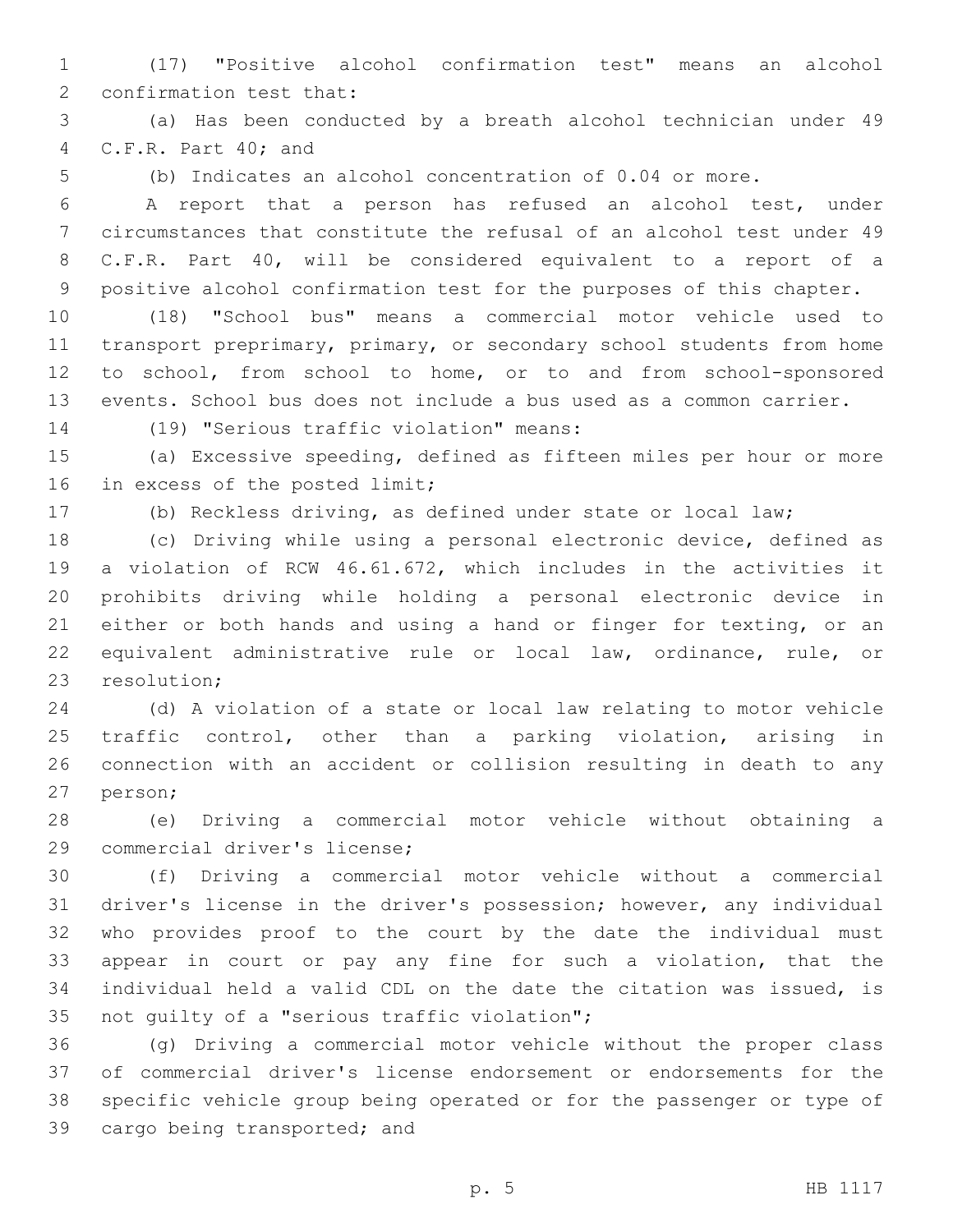(17) "Positive alcohol confirmation test" means an alcohol confirmation test that:

(a) Has been conducted by a breath alcohol technician under 49 C.F.R. Part 40; and

(b) Indicates an alcohol concentration of 0.04 or more.

A report that a person has refused an alcohol test, under circumstances that constitute the refusal of an alcohol test under 49 C.F.R. Part 40, will be considered equivalent to a report of a positive alcohol confirmation test for the purposes of this chapter.

(18) "School bus" means a commercial motor vehicle used to transport preprimary, primary, or secondary school students from home to school, from school to home, or to and from school-sponsored events. School bus does not include a bus used as a common carrier.

(19) "Serious traffic violation" means:

(a) Excessive speeding, defined as fifteen miles per hour or more in excess of the posted limit;

(b) Reckless driving, as defined under state or local law;

(c) Driving while using a personal electronic device, defined as a violation of RCW 46.61.672, which includes in the activities it prohibits driving while holding a personal electronic device in either or both hands and using a hand or finger for texting, or an equivalent administrative rule or local law, ordinance, rule, or resolution;

(d) A violation of a state or local law relating to motor vehicle traffic control, other than a parking violation, arising in connection with an accident or collision resulting in death to any person;

(e) Driving a commercial motor vehicle without obtaining a commercial driver's license;

(f) Driving a commercial motor vehicle without a commercial driver's license in the driver's possession; however, any individual who provides proof to the court by the date the individual must appear in court or pay any fine for such a violation, that the individual held a valid CDL on the date the citation was issued, is not guilty of a "serious traffic violation";

(g) Driving a commercial motor vehicle without the proper class of commercial driver's license endorsement or endorsements for the specific vehicle group being operated or for the passenger or type of cargo being transported; and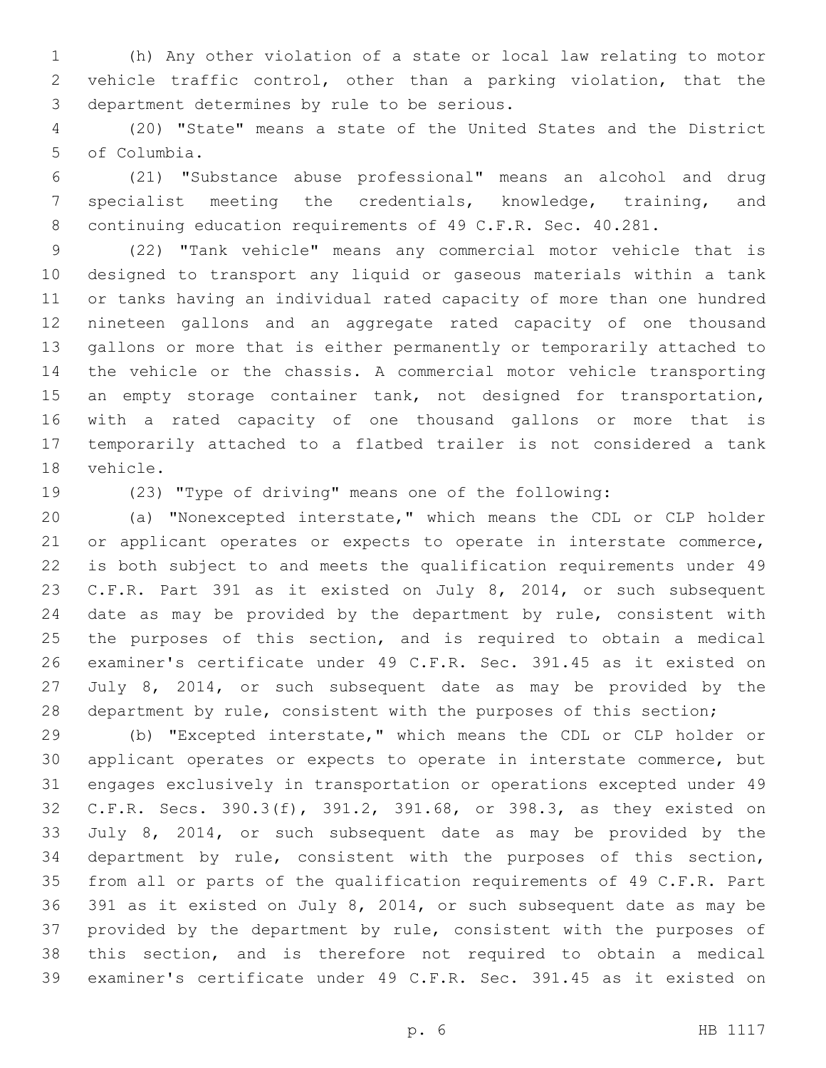(h) Any other violation of a state or local law relating to motor vehicle traffic control, other than a parking violation, that the department determines by rule to be serious.

(20) "State" means a state of the United States and the District of Columbia.

(21) "Substance abuse professional" means an alcohol and drug specialist meeting the credentials, knowledge, training, and continuing education requirements of 49 C.F.R. Sec. 40.281.

(22) "Tank vehicle" means any commercial motor vehicle that is designed to transport any liquid or gaseous materials within a tank or tanks having an individual rated capacity of more than one hundred nineteen gallons and an aggregate rated capacity of one thousand gallons or more that is either permanently or temporarily attached to the vehicle or the chassis. A commercial motor vehicle transporting an empty storage container tank, not designed for transportation, with a rated capacity of one thousand gallons or more that is temporarily attached to a flatbed trailer is not considered a tank vehicle.

(23) "Type of driving" means one of the following:

(a) "Nonexcepted interstate," which means the CDL or CLP holder or applicant operates or expects to operate in interstate commerce, is both subject to and meets the qualification requirements under 49 C.F.R. Part 391 as it existed on July 8, 2014, or such subsequent date as may be provided by the department by rule, consistent with the purposes of this section, and is required to obtain a medical examiner's certificate under 49 C.F.R. Sec. 391.45 as it existed on July 8, 2014, or such subsequent date as may be provided by the department by rule, consistent with the purposes of this section;

(b) "Excepted interstate," which means the CDL or CLP holder or applicant operates or expects to operate in interstate commerce, but engages exclusively in transportation or operations excepted under 49 C.F.R. Secs. 390.3(f), 391.2, 391.68, or 398.3, as they existed on July 8, 2014, or such subsequent date as may be provided by the department by rule, consistent with the purposes of this section, from all or parts of the qualification requirements of 49 C.F.R. Part 391 as it existed on July 8, 2014, or such subsequent date as may be provided by the department by rule, consistent with the purposes of this section, and is therefore not required to obtain a medical examiner's certificate under 49 C.F.R. Sec. 391.45 as it existed on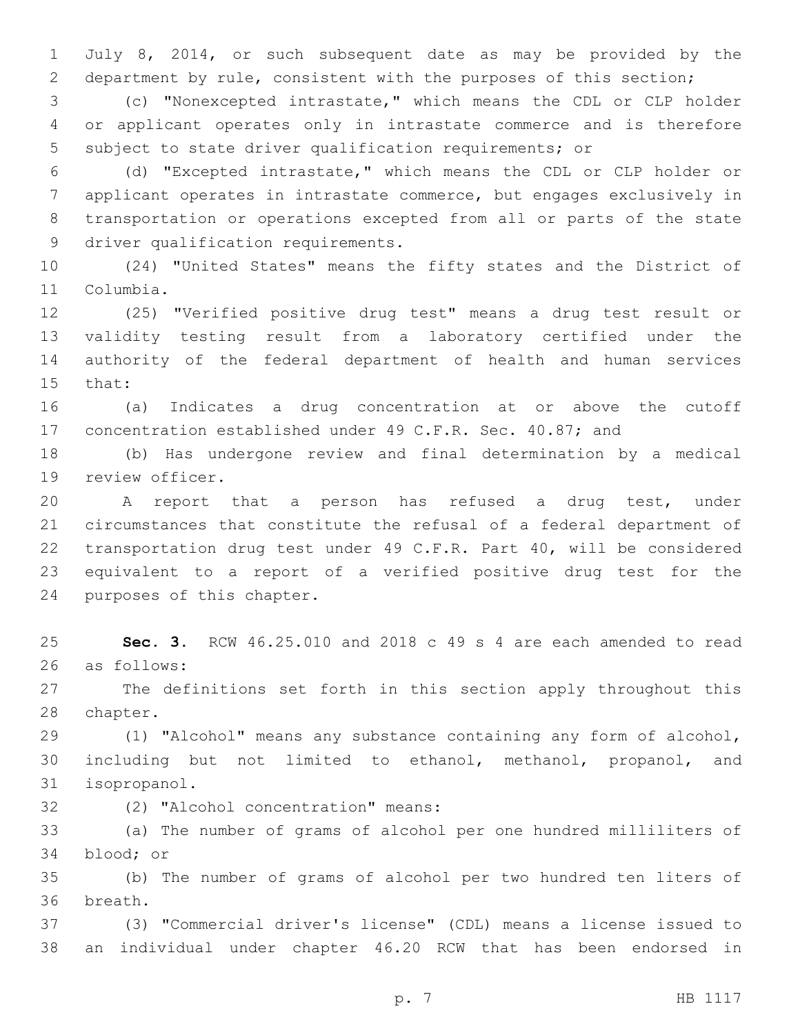July 8, 2014, or such subsequent date as may be provided by the department by rule, consistent with the purposes of this section;

(c) "Nonexcepted intrastate," which means the CDL or CLP holder or applicant operates only in intrastate commerce and is therefore subject to state driver qualification requirements; or

(d) "Excepted intrastate," which means the CDL or CLP holder or applicant operates in intrastate commerce, but engages exclusively in transportation or operations excepted from all or parts of the state driver qualification requirements.

(24) "United States" means the fifty states and the District of Columbia.

(25) "Verified positive drug test" means a drug test result or validity testing result from a laboratory certified under the authority of the federal department of health and human services that:

(a) Indicates a drug concentration at or above the cutoff concentration established under 49 C.F.R. Sec. 40.87; and

(b) Has undergone review and final determination by a medical review officer.

A report that a person has refused a drug test, under circumstances that constitute the refusal of a federal department of transportation drug test under 49 C.F.R. Part 40, will be considered equivalent to a report of a verified positive drug test for the purposes of this chapter.

**Sec. 3.** RCW 46.25.010 and 2018 c 49 s 4 are each amended to read as follows:

The definitions set forth in this section apply throughout this chapter.

(1) "Alcohol" means any substance containing any form of alcohol, including but not limited to ethanol, methanol, propanol, and isopropanol.

(2) "Alcohol concentration" means:

(a) The number of grams of alcohol per one hundred milliliters of blood; or

(b) The number of grams of alcohol per two hundred ten liters of breath.

(3) "Commercial driver's license" (CDL) means a license issued to an individual under chapter 46.20 RCW that has been endorsed in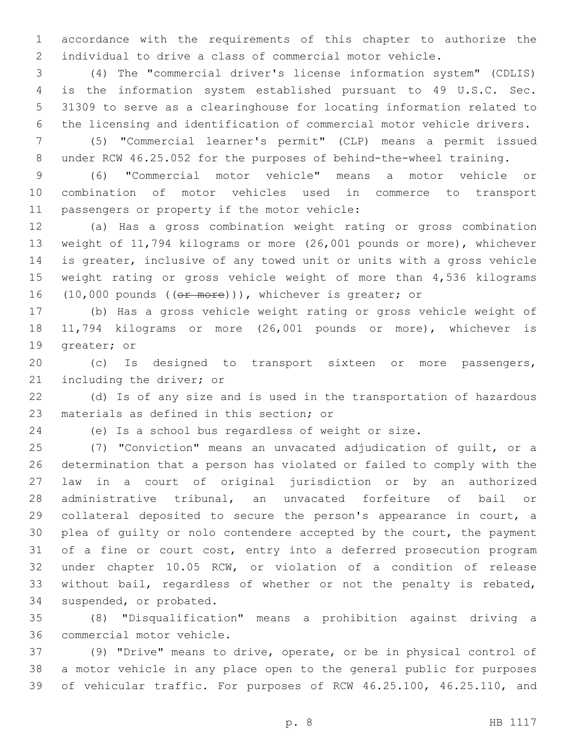accordance with the requirements of this chapter to authorize the individual to drive a class of commercial motor vehicle.

(4) The "commercial driver's license information system" (CDLIS) is the information system established pursuant to 49 U.S.C. Sec. 31309 to serve as a clearinghouse for locating information related to the licensing and identification of commercial motor vehicle drivers.

(5) "Commercial learner's permit" (CLP) means a permit issued under RCW 46.25.052 for the purposes of behind-the-wheel training.

(6) "Commercial motor vehicle" means a motor vehicle or combination of motor vehicles used in commerce to transport passengers or property if the motor vehicle:

(a) Has a gross combination weight rating or gross combination weight of 11,794 kilograms or more (26,001 pounds or more), whichever is greater, inclusive of any towed unit or units with a gross vehicle weight rating or gross vehicle weight of more than 4,536 kilograms (10,000 pounds ((~~or more~~))), whichever is greater; or

(b) Has a gross vehicle weight rating or gross vehicle weight of 11,794 kilograms or more (26,001 pounds or more), whichever is greater; or

(c) Is designed to transport sixteen or more passengers, including the driver; or

(d) Is of any size and is used in the transportation of hazardous materials as defined in this section; or

(e) Is a school bus regardless of weight or size.

(7) "Conviction" means an unvacated adjudication of guilt, or a determination that a person has violated or failed to comply with the law in a court of original jurisdiction or by an authorized administrative tribunal, an unvacated forfeiture of bail or collateral deposited to secure the person's appearance in court, a plea of guilty or nolo contendere accepted by the court, the payment of a fine or court cost, entry into a deferred prosecution program under chapter 10.05 RCW, or violation of a condition of release without bail, regardless of whether or not the penalty is rebated, suspended, or probated.

(8) "Disqualification" means a prohibition against driving a commercial motor vehicle.

(9) "Drive" means to drive, operate, or be in physical control of a motor vehicle in any place open to the general public for purposes of vehicular traffic. For purposes of RCW 46.25.100, 46.25.110, and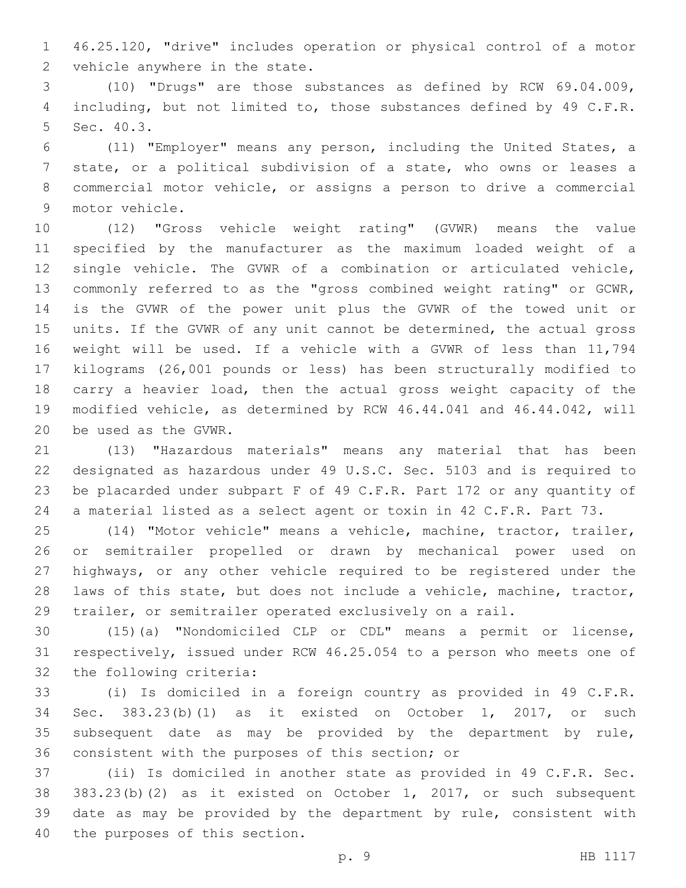46.25.120, "drive" includes operation or physical control of a motor vehicle anywhere in the state.

(10) "Drugs" are those substances as defined by RCW 69.04.009, including, but not limited to, those substances defined by 49 C.F.R. Sec. 40.3.

(11) "Employer" means any person, including the United States, a state, or a political subdivision of a state, who owns or leases a commercial motor vehicle, or assigns a person to drive a commercial motor vehicle.

(12) "Gross vehicle weight rating" (GVWR) means the value specified by the manufacturer as the maximum loaded weight of a single vehicle. The GVWR of a combination or articulated vehicle, commonly referred to as the "gross combined weight rating" or GCWR, is the GVWR of the power unit plus the GVWR of the towed unit or units. If the GVWR of any unit cannot be determined, the actual gross weight will be used. If a vehicle with a GVWR of less than 11,794 kilograms (26,001 pounds or less) has been structurally modified to carry a heavier load, then the actual gross weight capacity of the modified vehicle, as determined by RCW 46.44.041 and 46.44.042, will be used as the GVWR.

(13) "Hazardous materials" means any material that has been designated as hazardous under 49 U.S.C. Sec. 5103 and is required to be placarded under subpart F of 49 C.F.R. Part 172 or any quantity of a material listed as a select agent or toxin in 42 C.F.R. Part 73.

(14) "Motor vehicle" means a vehicle, machine, tractor, trailer, or semitrailer propelled or drawn by mechanical power used on highways, or any other vehicle required to be registered under the laws of this state, but does not include a vehicle, machine, tractor, trailer, or semitrailer operated exclusively on a rail.

(15)(a) "Nondomiciled CLP or CDL" means a permit or license, respectively, issued under RCW 46.25.054 to a person who meets one of the following criteria:

(i) Is domiciled in a foreign country as provided in 49 C.F.R. Sec. 383.23(b)(1) as it existed on October 1, 2017, or such subsequent date as may be provided by the department by rule, consistent with the purposes of this section; or

(ii) Is domiciled in another state as provided in 49 C.F.R. Sec. 383.23(b)(2) as it existed on October 1, 2017, or such subsequent date as may be provided by the department by rule, consistent with the purposes of this section.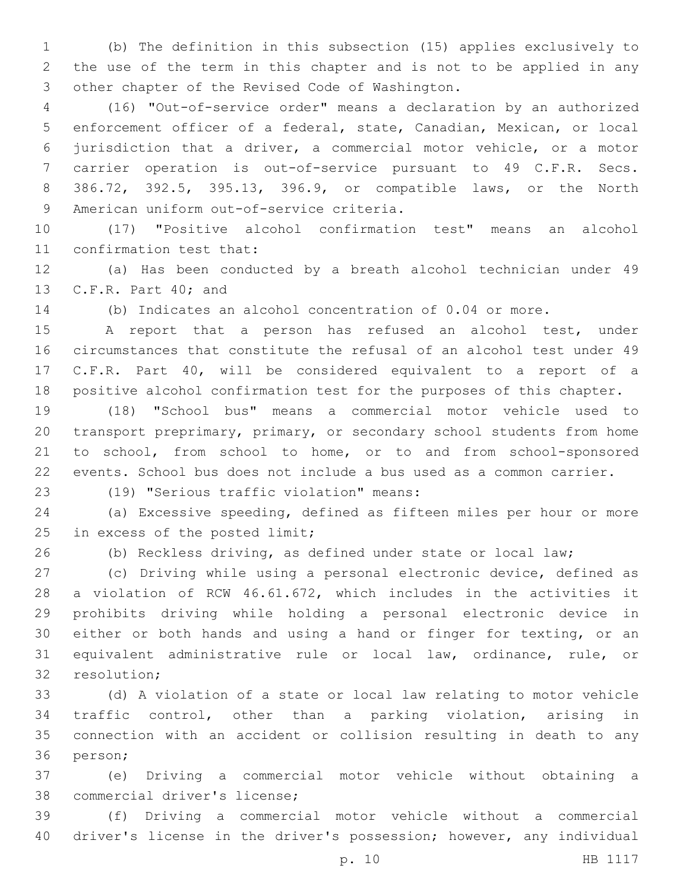(b) The definition in this subsection (15) applies exclusively to the use of the term in this chapter and is not to be applied in any other chapter of the Revised Code of Washington.

(16) "Out-of-service order" means a declaration by an authorized enforcement officer of a federal, state, Canadian, Mexican, or local jurisdiction that a driver, a commercial motor vehicle, or a motor carrier operation is out-of-service pursuant to 49 C.F.R. Secs. 386.72, 392.5, 395.13, 396.9, or compatible laws, or the North American uniform out-of-service criteria.

(17) "Positive alcohol confirmation test" means an alcohol confirmation test that:

(a) Has been conducted by a breath alcohol technician under 49 C.F.R. Part 40; and

(b) Indicates an alcohol concentration of 0.04 or more.

A report that a person has refused an alcohol test, under circumstances that constitute the refusal of an alcohol test under 49 C.F.R. Part 40, will be considered equivalent to a report of a positive alcohol confirmation test for the purposes of this chapter.

(18) "School bus" means a commercial motor vehicle used to transport preprimary, primary, or secondary school students from home to school, from school to home, or to and from school-sponsored events. School bus does not include a bus used as a common carrier.

(19) "Serious traffic violation" means:

(a) Excessive speeding, defined as fifteen miles per hour or more in excess of the posted limit;

(b) Reckless driving, as defined under state or local law;

(c) Driving while using a personal electronic device, defined as a violation of RCW 46.61.672, which includes in the activities it prohibits driving while holding a personal electronic device in either or both hands and using a hand or finger for texting, or an equivalent administrative rule or local law, ordinance, rule, or resolution;

(d) A violation of a state or local law relating to motor vehicle traffic control, other than a parking violation, arising in connection with an accident or collision resulting in death to any person;

(e) Driving a commercial motor vehicle without obtaining a commercial driver's license;

(f) Driving a commercial motor vehicle without a commercial driver's license in the driver's possession; however, any individual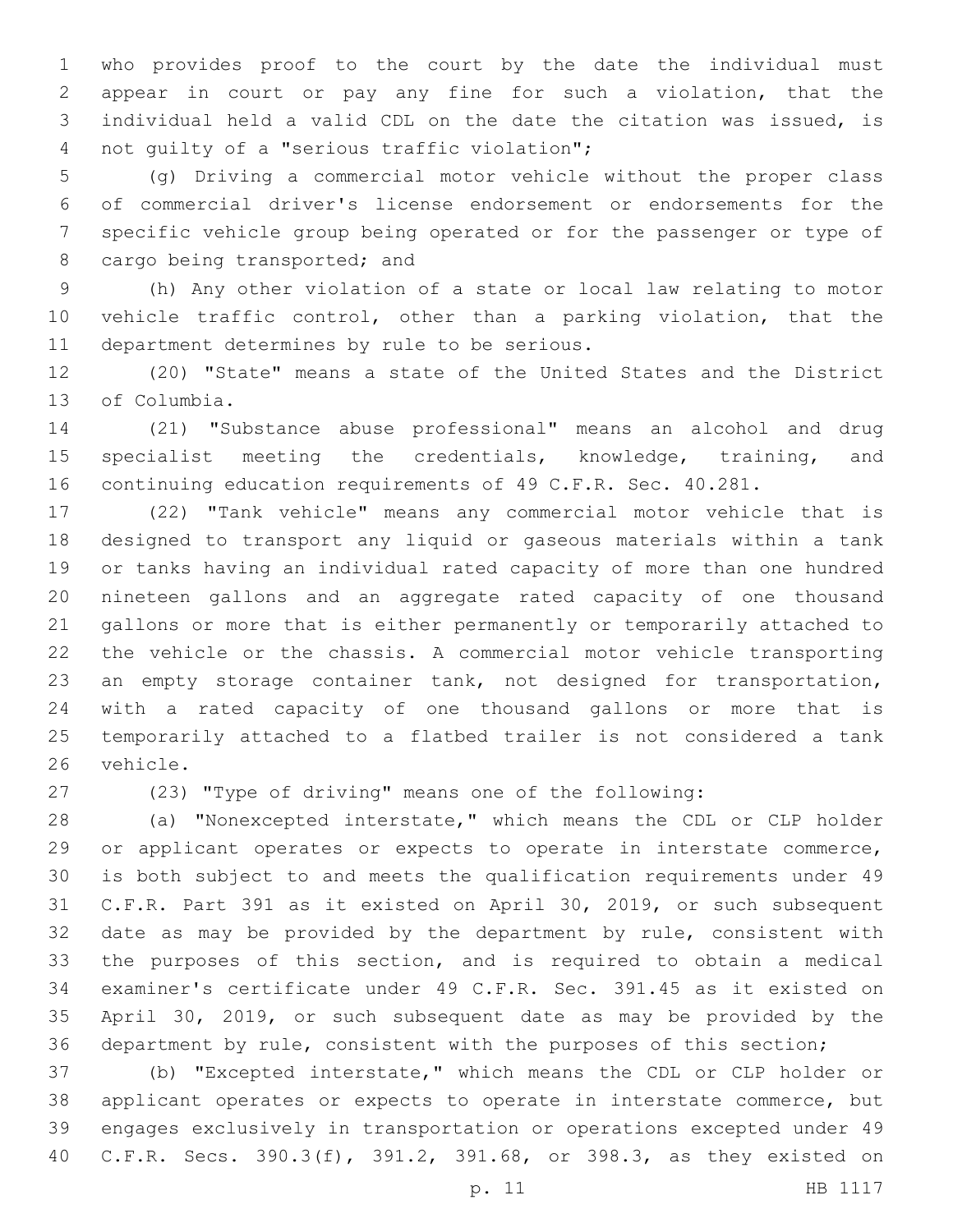who provides proof to the court by the date the individual must appear in court or pay any fine for such a violation, that the individual held a valid CDL on the date the citation was issued, is not guilty of a "serious traffic violation";

(g) Driving a commercial motor vehicle without the proper class of commercial driver's license endorsement or endorsements for the specific vehicle group being operated or for the passenger or type of cargo being transported; and

(h) Any other violation of a state or local law relating to motor vehicle traffic control, other than a parking violation, that the department determines by rule to be serious.

(20) "State" means a state of the United States and the District of Columbia.

(21) "Substance abuse professional" means an alcohol and drug specialist meeting the credentials, knowledge, training, and continuing education requirements of 49 C.F.R. Sec. 40.281.

(22) "Tank vehicle" means any commercial motor vehicle that is designed to transport any liquid or gaseous materials within a tank or tanks having an individual rated capacity of more than one hundred nineteen gallons and an aggregate rated capacity of one thousand gallons or more that is either permanently or temporarily attached to the vehicle or the chassis. A commercial motor vehicle transporting an empty storage container tank, not designed for transportation, with a rated capacity of one thousand gallons or more that is temporarily attached to a flatbed trailer is not considered a tank vehicle.

(23) "Type of driving" means one of the following:

(a) "Nonexcepted interstate," which means the CDL or CLP holder or applicant operates or expects to operate in interstate commerce, is both subject to and meets the qualification requirements under 49 C.F.R. Part 391 as it existed on April 30, 2019, or such subsequent date as may be provided by the department by rule, consistent with the purposes of this section, and is required to obtain a medical examiner's certificate under 49 C.F.R. Sec. 391.45 as it existed on April 30, 2019, or such subsequent date as may be provided by the department by rule, consistent with the purposes of this section;

(b) "Excepted interstate," which means the CDL or CLP holder or applicant operates or expects to operate in interstate commerce, but engages exclusively in transportation or operations excepted under 49 C.F.R. Secs. 390.3(f), 391.2, 391.68, or 398.3, as they existed on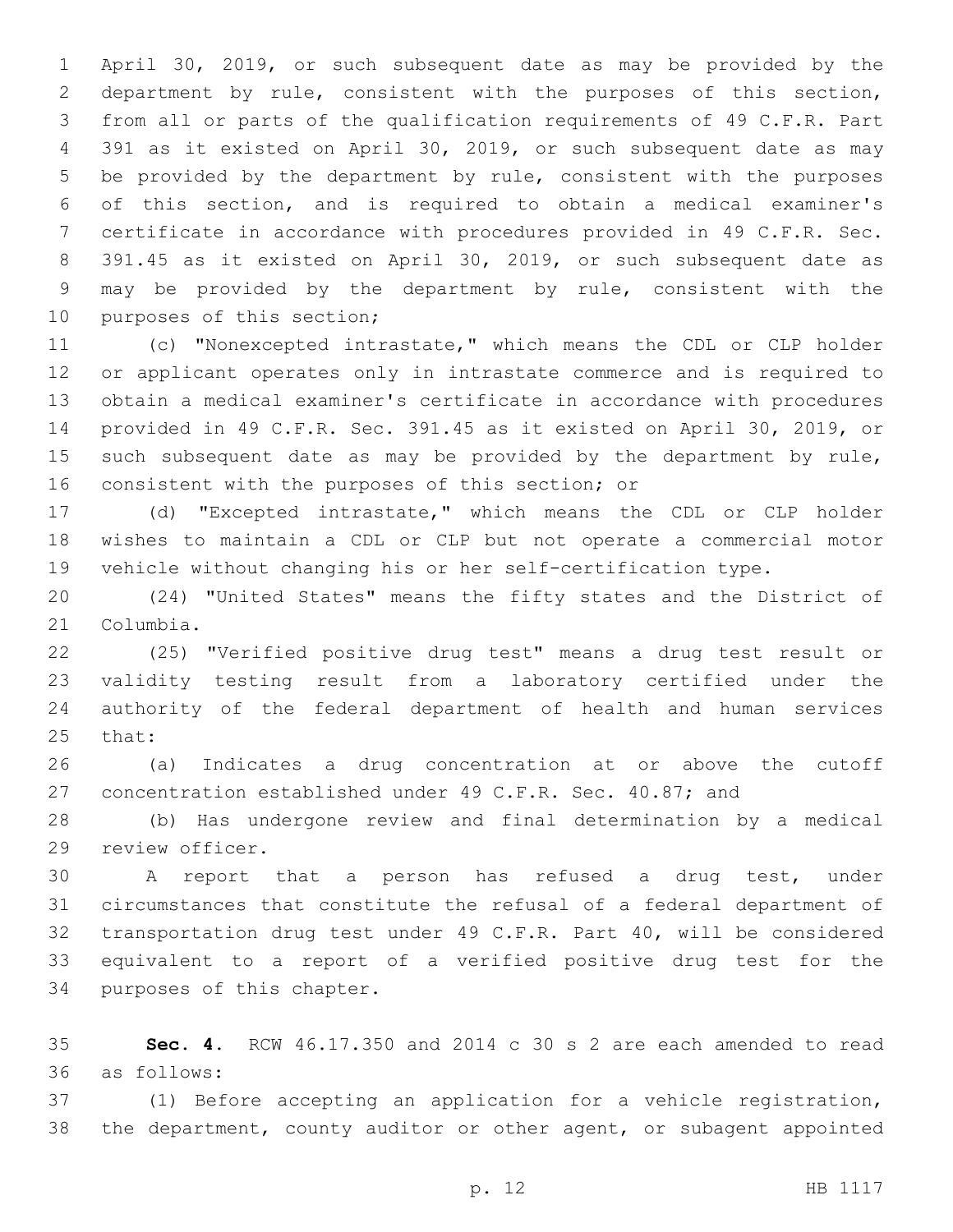April 30, 2019, or such subsequent date as may be provided by the department by rule, consistent with the purposes of this section, from all or parts of the qualification requirements of 49 C.F.R. Part 391 as it existed on April 30, 2019, or such subsequent date as may be provided by the department by rule, consistent with the purposes of this section, and is required to obtain a medical examiner's certificate in accordance with procedures provided in 49 C.F.R. Sec. 391.45 as it existed on April 30, 2019, or such subsequent date as may be provided by the department by rule, consistent with the purposes of this section;

(c) "Nonexcepted intrastate," which means the CDL or CLP holder or applicant operates only in intrastate commerce and is required to obtain a medical examiner's certificate in accordance with procedures provided in 49 C.F.R. Sec. 391.45 as it existed on April 30, 2019, or such subsequent date as may be provided by the department by rule, consistent with the purposes of this section; or

(d) "Excepted intrastate," which means the CDL or CLP holder wishes to maintain a CDL or CLP but not operate a commercial motor vehicle without changing his or her self-certification type.

(24) "United States" means the fifty states and the District of Columbia.

(25) "Verified positive drug test" means a drug test result or validity testing result from a laboratory certified under the authority of the federal department of health and human services that:

(a) Indicates a drug concentration at or above the cutoff concentration established under 49 C.F.R. Sec. 40.87; and

(b) Has undergone review and final determination by a medical review officer.

A report that a person has refused a drug test, under circumstances that constitute the refusal of a federal department of transportation drug test under 49 C.F.R. Part 40, will be considered equivalent to a report of a verified positive drug test for the purposes of this chapter.

**Sec. 4.** RCW 46.17.350 and 2014 c 30 s 2 are each amended to read as follows:

(1) Before accepting an application for a vehicle registration, the department, county auditor or other agent, or subagent appointed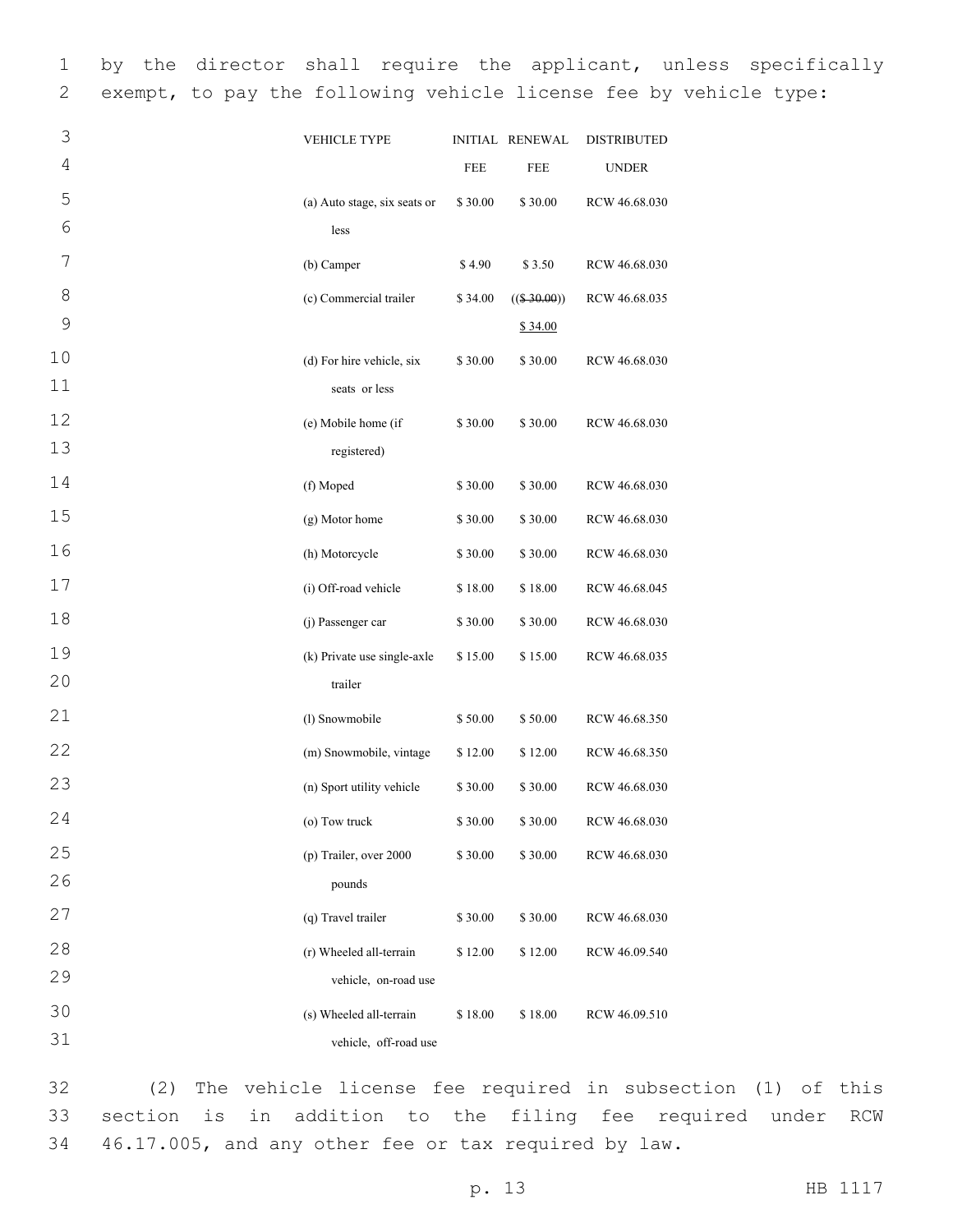by the director shall require the applicant, unless specifically exempt, to pay the following vehicle license fee by vehicle type:

| VEHICLE TYPE | INITIAL FEE | RENEWAL FEE | DISTRIBUTED UNDER |
|---|---|---|---|
| (a) Auto stage, six seats or less | $ 30.00 | $ 30.00 | RCW 46.68.030 |
| (b) Camper | $ 4.90 | $ 3.50 | RCW 46.68.030 |
| (c) Commercial trailer | $ 34.00 | (($ 30.00)) $ 34.00 | RCW 46.68.035 |
| (d) For hire vehicle, six seats or less | $ 30.00 | $ 30.00 | RCW 46.68.030 |
| (e) Mobile home (if registered) | $ 30.00 | $ 30.00 | RCW 46.68.030 |
| (f) Moped | $ 30.00 | $ 30.00 | RCW 46.68.030 |
| (g) Motor home | $ 30.00 | $ 30.00 | RCW 46.68.030 |
| (h) Motorcycle | $ 30.00 | $ 30.00 | RCW 46.68.030 |
| (i) Off-road vehicle | $ 18.00 | $ 18.00 | RCW 46.68.045 |
| (j) Passenger car | $ 30.00 | $ 30.00 | RCW 46.68.030 |
| (k) Private use single-axle trailer | $ 15.00 | $ 15.00 | RCW 46.68.035 |
| (l) Snowmobile | $ 50.00 | $ 50.00 | RCW 46.68.350 |
| (m) Snowmobile, vintage | $ 12.00 | $ 12.00 | RCW 46.68.350 |
| (n) Sport utility vehicle | $ 30.00 | $ 30.00 | RCW 46.68.030 |
| (o) Tow truck | $ 30.00 | $ 30.00 | RCW 46.68.030 |
| (p) Trailer, over 2000 pounds | $ 30.00 | $ 30.00 | RCW 46.68.030 |
| (q) Travel trailer | $ 30.00 | $ 30.00 | RCW 46.68.030 |
| (r) Wheeled all-terrain vehicle, on-road use | $ 12.00 | $ 12.00 | RCW 46.09.540 |
| (s) Wheeled all-terrain vehicle, off-road use | $ 18.00 | $ 18.00 | RCW 46.09.510 |

(2) The vehicle license fee required in subsection (1) of this section is in addition to the filing fee required under RCW 46.17.005, and any other fee or tax required by law.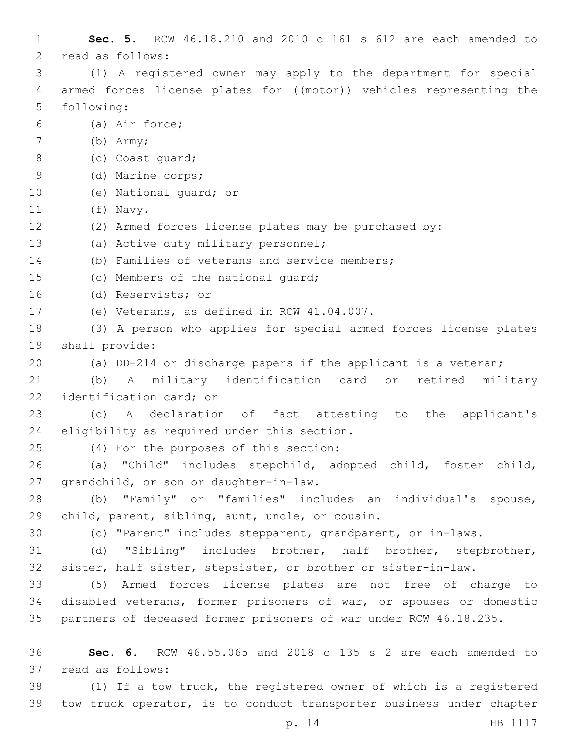**Sec. 5.** RCW 46.18.210 and 2010 c 161 s 612 are each amended to read as follows:

(1) A registered owner may apply to the department for special armed forces license plates for ((~~motor~~)) vehicles representing the following:

(a) Air force;

(b) Army;

(c) Coast guard;

(d) Marine corps;

(e) National guard; or

(f) Navy.

(2) Armed forces license plates may be purchased by:

(a) Active duty military personnel;

(b) Families of veterans and service members;

(c) Members of the national guard;

(d) Reservists; or

(e) Veterans, as defined in RCW 41.04.007.

(3) A person who applies for special armed forces license plates shall provide:

(a) DD-214 or discharge papers if the applicant is a veteran;

(b) A military identification card or retired military identification card; or

(c) A declaration of fact attesting to the applicant's eligibility as required under this section.

(4) For the purposes of this section:

(a) "Child" includes stepchild, adopted child, foster child, grandchild, or son or daughter-in-law.

(b) "Family" or "families" includes an individual's spouse, child, parent, sibling, aunt, uncle, or cousin.

(c) "Parent" includes stepparent, grandparent, or in-laws.

(d) "Sibling" includes brother, half brother, stepbrother, sister, half sister, stepsister, or brother or sister-in-law.

(5) Armed forces license plates are not free of charge to disabled veterans, former prisoners of war, or spouses or domestic partners of deceased former prisoners of war under RCW 46.18.235.

**Sec. 6.** RCW 46.55.065 and 2018 c 135 s 2 are each amended to read as follows:

(1) If a tow truck, the registered owner of which is a registered tow truck operator, is to conduct transporter business under chapter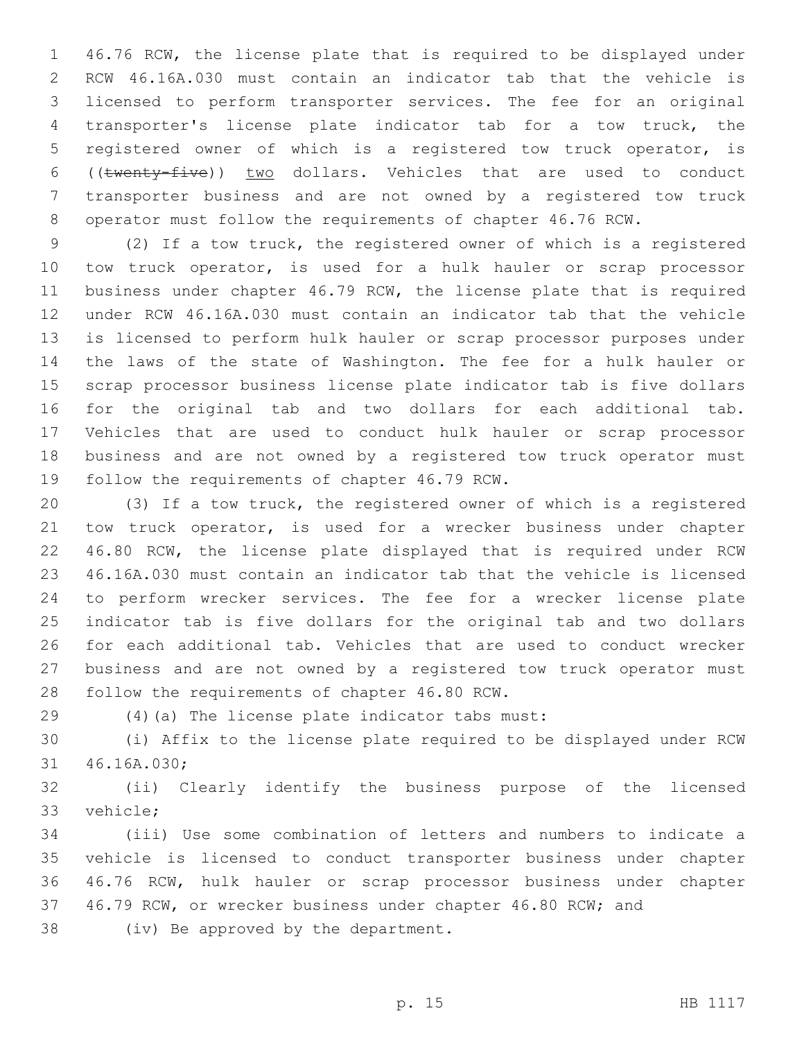46.76 RCW, the license plate that is required to be displayed under RCW 46.16A.030 must contain an indicator tab that the vehicle is licensed to perform transporter services. The fee for an original transporter's license plate indicator tab for a tow truck, the registered owner of which is a registered tow truck operator, is ((~~twenty-five~~)) <u>two</u> dollars. Vehicles that are used to conduct transporter business and are not owned by a registered tow truck operator must follow the requirements of chapter 46.76 RCW.

(2) If a tow truck, the registered owner of which is a registered tow truck operator, is used for a hulk hauler or scrap processor business under chapter 46.79 RCW, the license plate that is required under RCW 46.16A.030 must contain an indicator tab that the vehicle is licensed to perform hulk hauler or scrap processor purposes under the laws of the state of Washington. The fee for a hulk hauler or scrap processor business license plate indicator tab is five dollars for the original tab and two dollars for each additional tab. Vehicles that are used to conduct hulk hauler or scrap processor business and are not owned by a registered tow truck operator must follow the requirements of chapter 46.79 RCW.

(3) If a tow truck, the registered owner of which is a registered tow truck operator, is used for a wrecker business under chapter 46.80 RCW, the license plate displayed that is required under RCW 46.16A.030 must contain an indicator tab that the vehicle is licensed to perform wrecker services. The fee for a wrecker license plate indicator tab is five dollars for the original tab and two dollars for each additional tab. Vehicles that are used to conduct wrecker business and are not owned by a registered tow truck operator must follow the requirements of chapter 46.80 RCW.

(4)(a) The license plate indicator tabs must:

(i) Affix to the license plate required to be displayed under RCW 46.16A.030;

(ii) Clearly identify the business purpose of the licensed vehicle;

(iii) Use some combination of letters and numbers to indicate a vehicle is licensed to conduct transporter business under chapter 46.76 RCW, hulk hauler or scrap processor business under chapter 46.79 RCW, or wrecker business under chapter 46.80 RCW; and

(iv) Be approved by the department.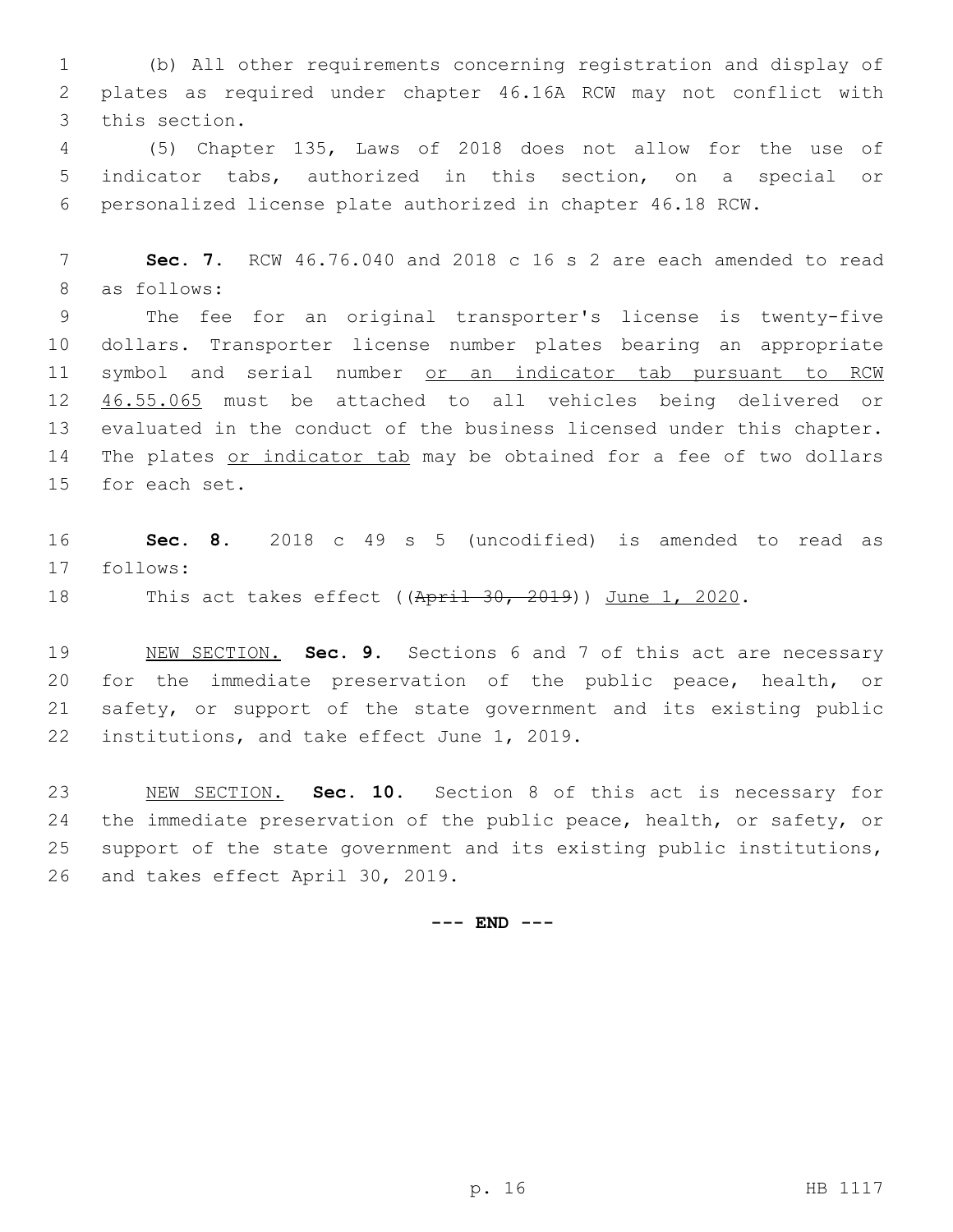(b) All other requirements concerning registration and display of plates as required under chapter 46.16A RCW may not conflict with this section.

(5) Chapter 135, Laws of 2018 does not allow for the use of indicator tabs, authorized in this section, on a special or personalized license plate authorized in chapter 46.18 RCW.

**Sec. 7.** RCW 46.76.040 and 2018 c 16 s 2 are each amended to read as follows:

The fee for an original transporter's license is twenty-five dollars. Transporter license number plates bearing an appropriate symbol and serial number <u>or an indicator tab pursuant to RCW 46.55.065</u> must be attached to all vehicles being delivered or evaluated in the conduct of the business licensed under this chapter. The plates <u>or indicator tab</u> may be obtained for a fee of two dollars for each set.

**Sec. 8.** 2018 c 49 s 5 (uncodified) is amended to read as follows:

This act takes effect ((~~April 30, 2019~~)) <u>June 1, 2020</u>.

<u>NEW SECTION.</u> **Sec. 9.** Sections 6 and 7 of this act are necessary for the immediate preservation of the public peace, health, or safety, or support of the state government and its existing public institutions, and take effect June 1, 2019.

<u>NEW SECTION.</u> **Sec. 10.** Section 8 of this act is necessary for the immediate preservation of the public peace, health, or safety, or support of the state government and its existing public institutions, and takes effect April 30, 2019.

**--- END ---**